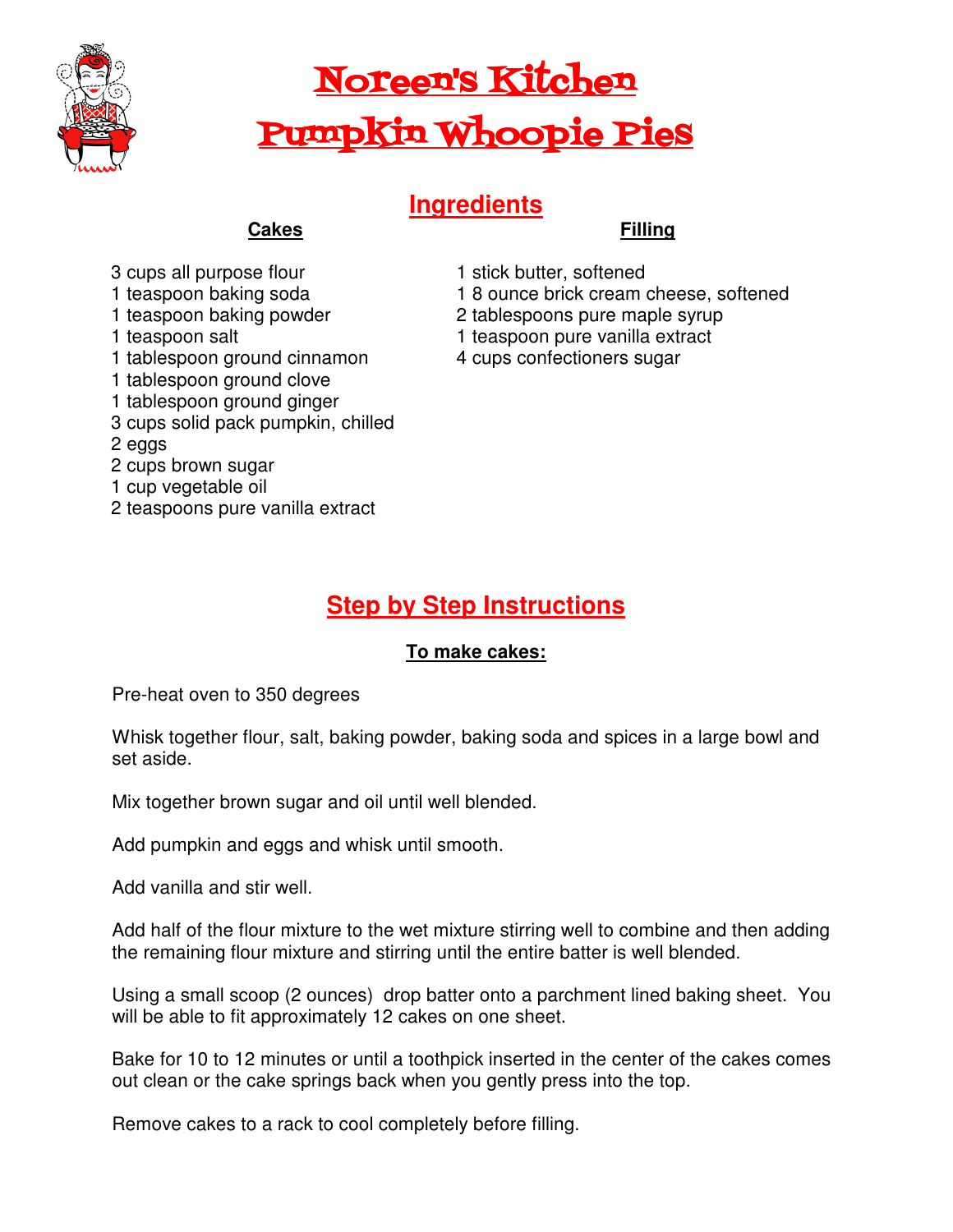# Noreen's Kitchen

# Pumpkin Whoopie Pies

## Ingredients

### Cakes

3 cups all purpose flour
1 teaspoon baking soda
1 teaspoon baking powder
1 teaspoon salt
1 tablespoon ground cinnamon
1 tablespoon ground clove
1 tablespoon ground ginger
3 cups solid pack pumpkin, chilled
2 eggs
2 cups brown sugar
1 cup vegetable oil
2 teaspoons pure vanilla extract

### Filling

1 stick butter, softened
1 8 ounce brick cream cheese, softened
2 tablespoons pure maple syrup
1 teaspoon pure vanilla extract
4 cups confectioners sugar

## Step by Step Instructions

### To make cakes:

Pre-heat oven to 350 degrees

Whisk together flour, salt, baking powder, baking soda and spices in a large bowl and set aside.

Mix together brown sugar and oil until well blended.

Add pumpkin and eggs and whisk until smooth.

Add vanilla and stir well.

Add half of the flour mixture to the wet mixture stirring well to combine and then adding the remaining flour mixture and stirring until the entire batter is well blended.

Using a small scoop (2 ounces) drop batter onto a parchment lined baking sheet. You will be able to fit approximately 12 cakes on one sheet.

Bake for 10 to 12 minutes or until a toothpick inserted in the center of the cakes comes out clean or the cake springs back when you gently press into the top.

Remove cakes to a rack to cool completely before filling.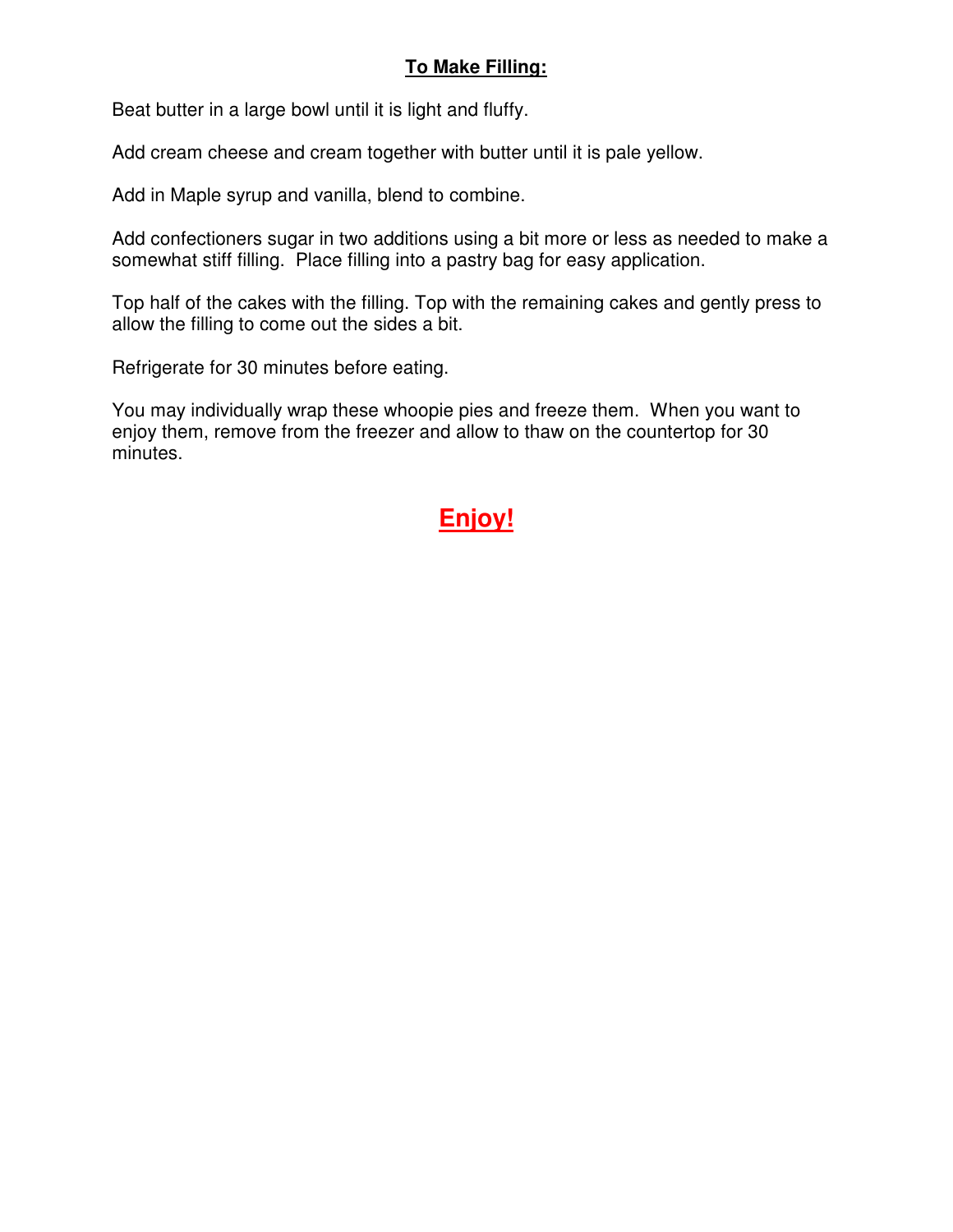## **To Make Filling:**

Beat butter in a large bowl until it is light and fluffy.

Add cream cheese and cream together with butter until it is pale yellow.

Add in Maple syrup and vanilla, blend to combine.

Add confectioners sugar in two additions using a bit more or less as needed to make a somewhat stiff filling. Place filling into a pastry bag for easy application.

Top half of the cakes with the filling. Top with the remaining cakes and gently press to allow the filling to come out the sides a bit.

Refrigerate for 30 minutes before eating.

You may individually wrap these whoopie pies and freeze them. When you want to enjoy them, remove from the freezer and allow to thaw on the countertop for 30 minutes.

## **Enjoy!**